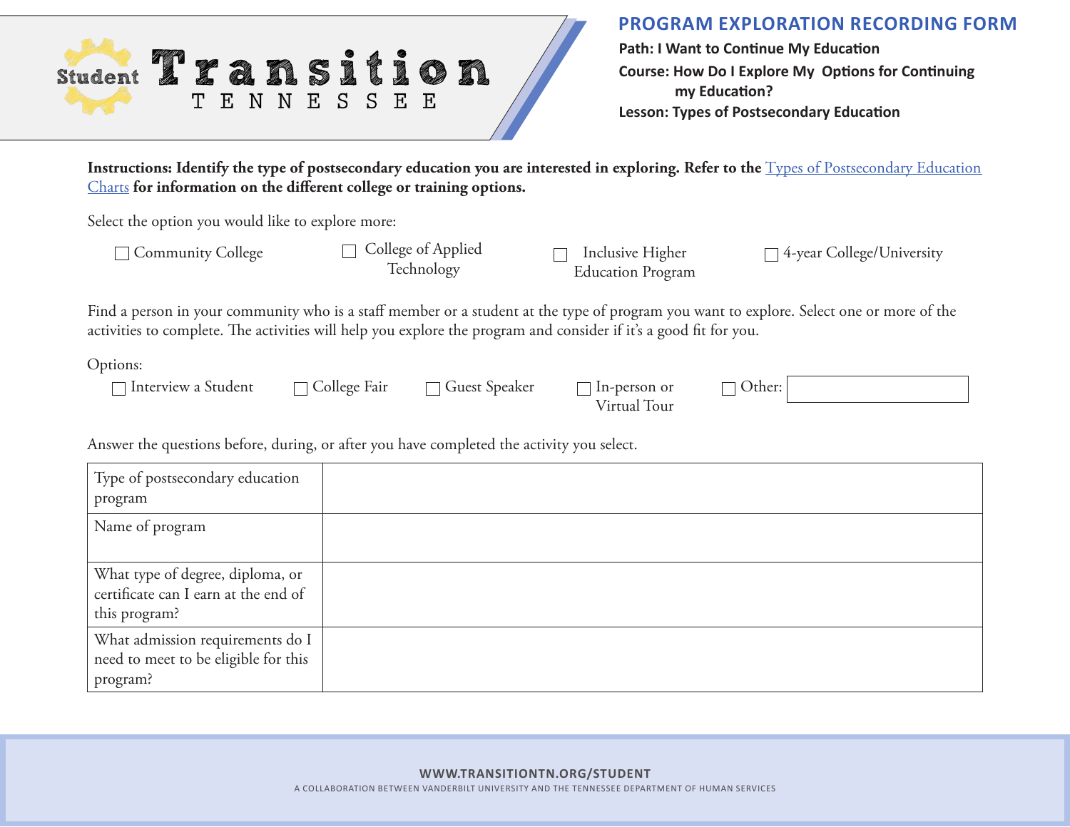# Student Transition TENNESSEE

## PROGRAM EXPLORATION RECORDING FORM

**Path: I Want to Continue My Education**

**Course: How Do I Explore My Options for Continuing my Education?**

**Lesson: Types of Postsecondary Education**

**Instructions: Identify the type of postsecondary education you are interested in exploring. Refer to the** [Types of Postsecondary Education Charts]() **for information on the different college or training options.**

Select the option you would like to explore more:

- ☐ Community College
- ☐ College of Applied Technology
- ☐ Inclusive Higher Education Program
- ☐ 4-year College/University

Find a person in your community who is a staff member or a student at the type of program you want to explore. Select one or more of the activities to complete. The activities will help you explore the program and consider if it's a good fit for you.

Options:

- ☐ Interview a Student
- ☐ College Fair
- ☐ Guest Speaker
- ☐ In-person or Virtual Tour
- ☐ Other: ______

Answer the questions before, during, or after you have completed the activity you select.

| | |
|---|---|
| Type of postsecondary education program | |
| Name of program | |
| What type of degree, diploma, or certificate can I earn at the end of this program? | |
| What admission requirements do I need to meet to be eligible for this program? | |

WWW.TRANSITIONTN.ORG/STUDENT

A COLLABORATION BETWEEN VANDERBILT UNIVERSITY AND THE TENNESSEE DEPARTMENT OF HUMAN SERVICES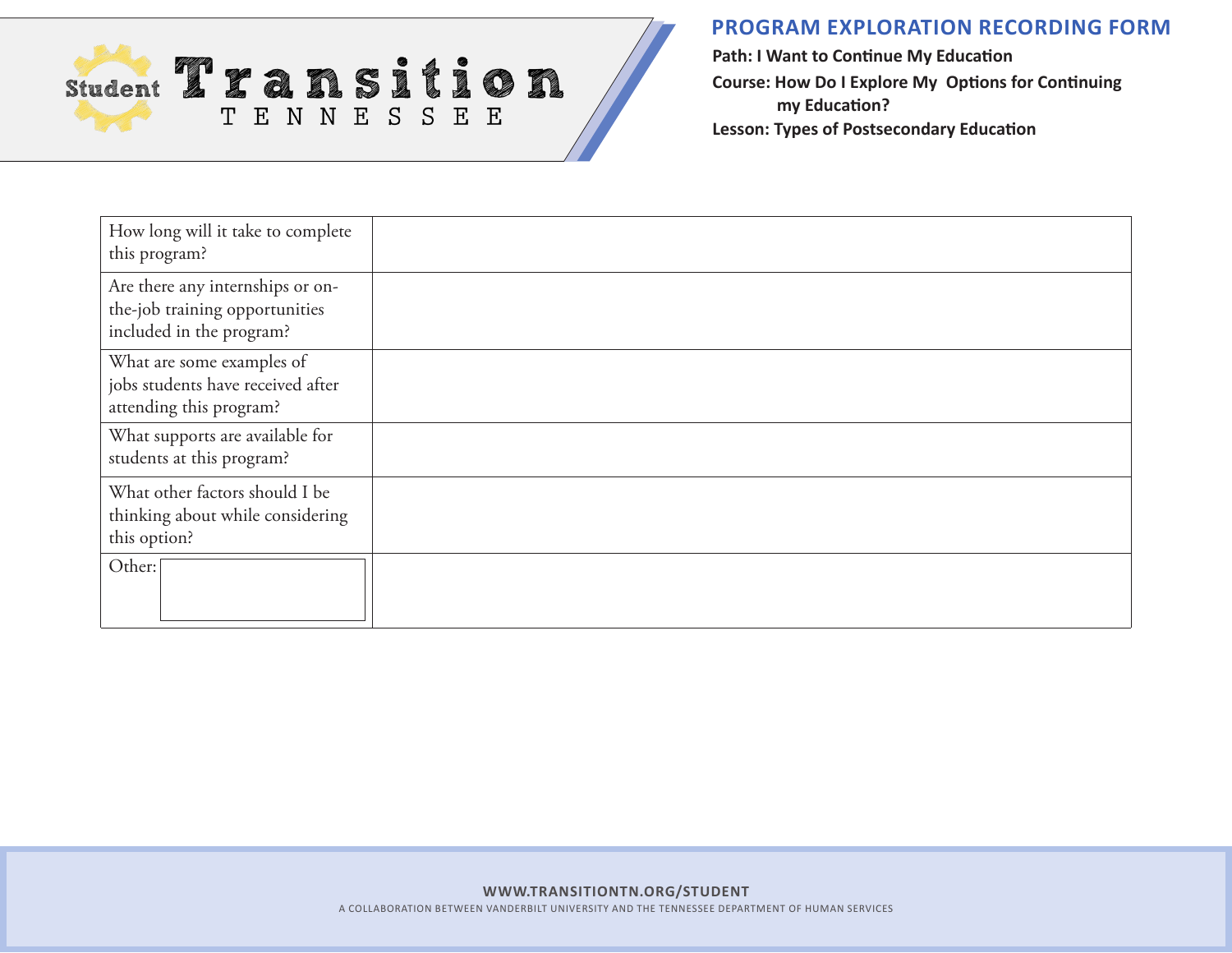**Student Transition TENNESSEE**

## PROGRAM EXPLORATION RECORDING FORM

**Path: I Want to Continue My Education**

**Course: How Do I Explore My Options for Continuing my Education?**

**Lesson: Types of Postsecondary Education**

| | |
|---|---|
| How long will it take to complete this program? | |
| Are there any internships or on-the-job training opportunities included in the program? | |
| What are some examples of jobs students have received after attending this program? | |
| What supports are available for students at this program? | |
| What other factors should I be thinking about while considering this option? | |
| Other: | |

WWW.TRANSITIONTN.ORG/STUDENT

A COLLABORATION BETWEEN VANDERBILT UNIVERSITY AND THE TENNESSEE DEPARTMENT OF HUMAN SERVICES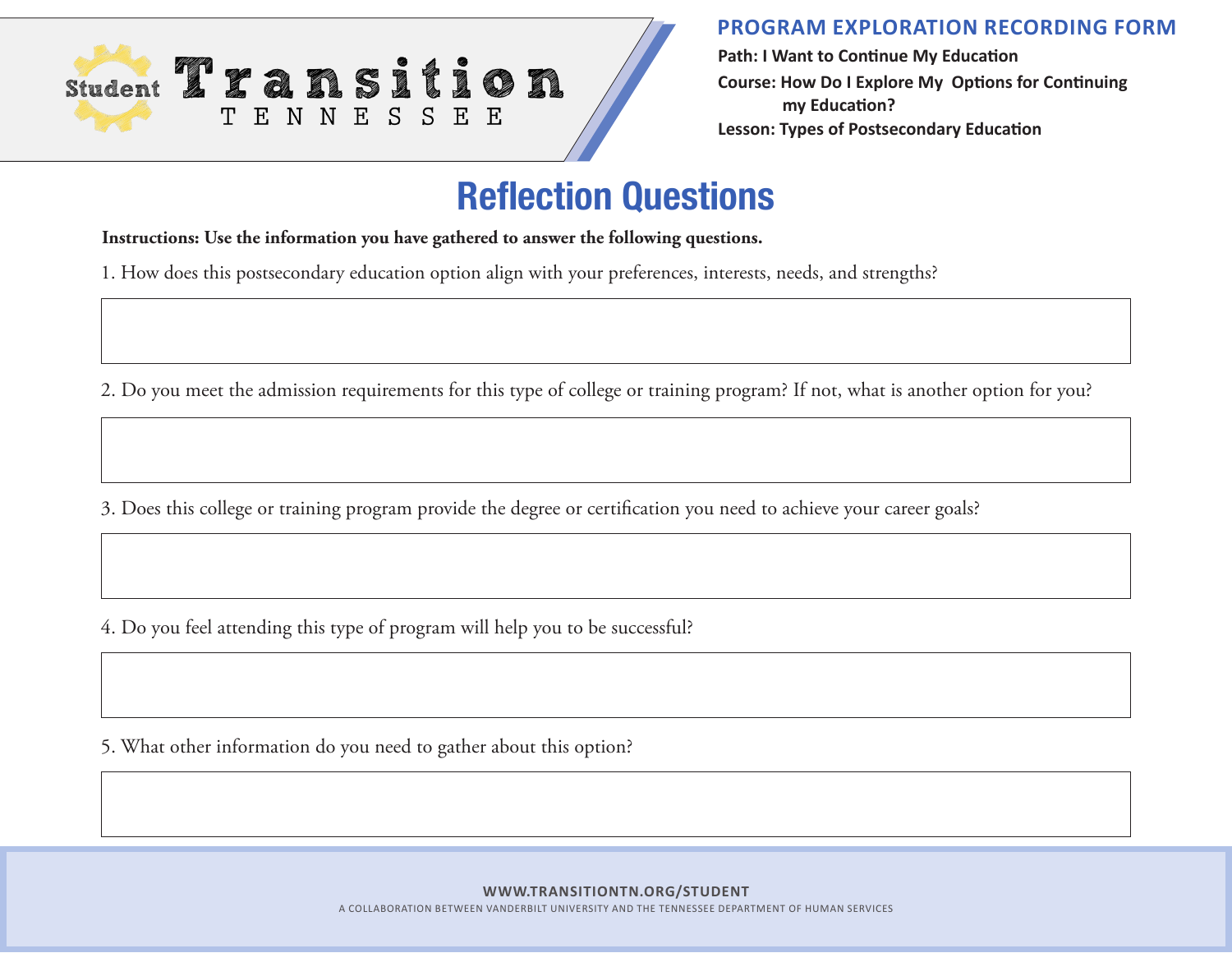**PROGRAM EXPLORATION RECORDING FORM**

**Path: I Want to Continue My Education**

**Course: How Do I Explore My Options for Continuing my Education?**

**Lesson: Types of Postsecondary Education**

# Reflection Questions

**Instructions: Use the information you have gathered to answer the following questions.**

1. How does this postsecondary education option align with your preferences, interests, needs, and strengths?

2. Do you meet the admission requirements for this type of college or training program? If not, what is another option for you?

3. Does this college or training program provide the degree or certification you need to achieve your career goals?

4. Do you feel attending this type of program will help you to be successful?

5. What other information do you need to gather about this option?